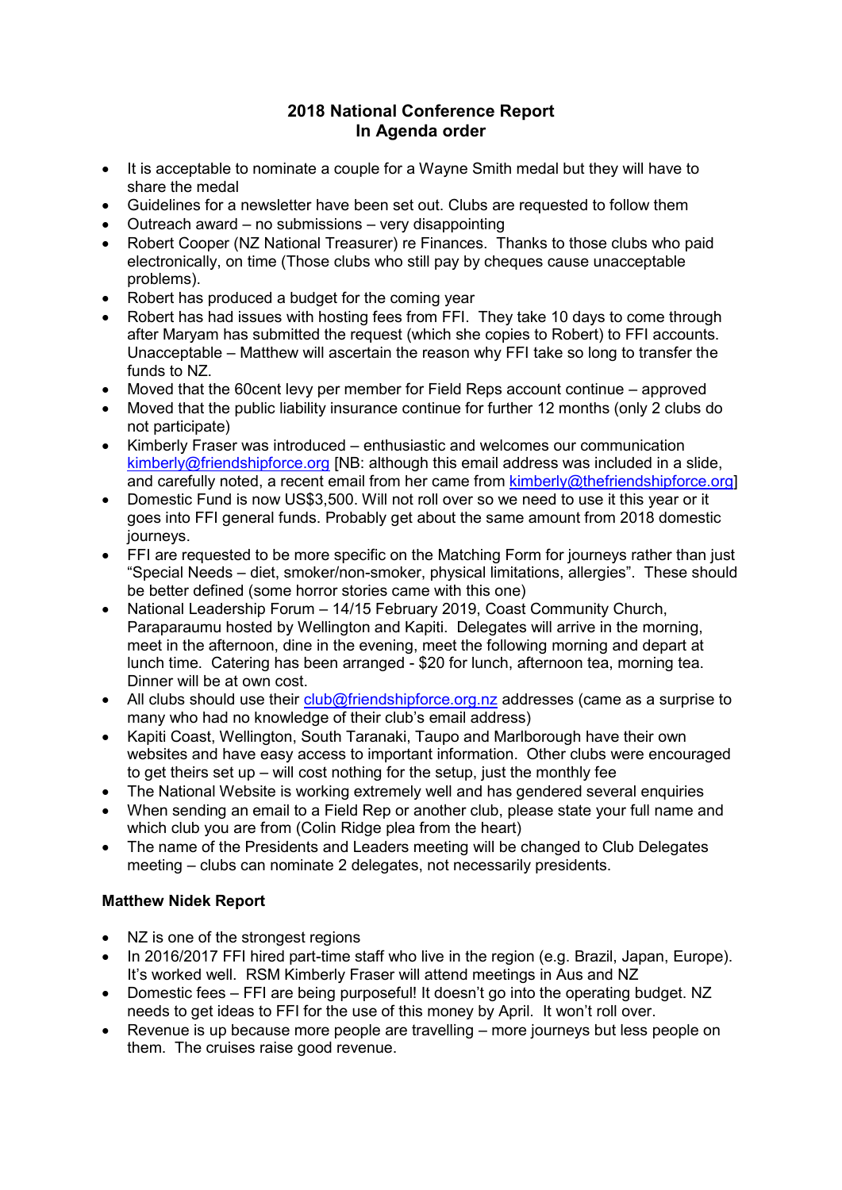# 2018 National Conference Report
## In Agenda order

- It is acceptable to nominate a couple for a Wayne Smith medal but they will have to share the medal
- Guidelines for a newsletter have been set out. Clubs are requested to follow them
- Outreach award – no submissions – very disappointing
- Robert Cooper (NZ National Treasurer) re Finances. Thanks to those clubs who paid electronically, on time (Those clubs who still pay by cheques cause unacceptable problems).
- Robert has produced a budget for the coming year
- Robert has had issues with hosting fees from FFI. They take 10 days to come through after Maryam has submitted the request (which she copies to Robert) to FFI accounts. Unacceptable – Matthew will ascertain the reason why FFI take so long to transfer the funds to NZ.
- Moved that the 60cent levy per member for Field Reps account continue – approved
- Moved that the public liability insurance continue for further 12 months (only 2 clubs do not participate)
- Kimberly Fraser was introduced – enthusiastic and welcomes our communication kimberly@friendshipforce.org [NB: although this email address was included in a slide, and carefully noted, a recent email from her came from kimberly@thefriendshipforce.org]
- Domestic Fund is now US$3,500. Will not roll over so we need to use it this year or it goes into FFI general funds. Probably get about the same amount from 2018 domestic journeys.
- FFI are requested to be more specific on the Matching Form for journeys rather than just "Special Needs – diet, smoker/non-smoker, physical limitations, allergies". These should be better defined (some horror stories came with this one)
- National Leadership Forum – 14/15 February 2019, Coast Community Church, Paraparaumu hosted by Wellington and Kapiti. Delegates will arrive in the morning, meet in the afternoon, dine in the evening, meet the following morning and depart at lunch time. Catering has been arranged - $20 for lunch, afternoon tea, morning tea. Dinner will be at own cost.
- All clubs should use their club@friendshipforce.org.nz addresses (came as a surprise to many who had no knowledge of their club's email address)
- Kapiti Coast, Wellington, South Taranaki, Taupo and Marlborough have their own websites and have easy access to important information. Other clubs were encouraged to get theirs set up – will cost nothing for the setup, just the monthly fee
- The National Website is working extremely well and has gendered several enquiries
- When sending an email to a Field Rep or another club, please state your full name and which club you are from (Colin Ridge plea from the heart)
- The name of the Presidents and Leaders meeting will be changed to Club Delegates meeting – clubs can nominate 2 delegates, not necessarily presidents.

**Matthew Nidek Report**

- NZ is one of the strongest regions
- In 2016/2017 FFI hired part-time staff who live in the region (e.g. Brazil, Japan, Europe). It's worked well. RSM Kimberly Fraser will attend meetings in Aus and NZ
- Domestic fees – FFI are being purposeful! It doesn't go into the operating budget. NZ needs to get ideas to FFI for the use of this money by April. It won't roll over.
- Revenue is up because more people are travelling – more journeys but less people on them. The cruises raise good revenue.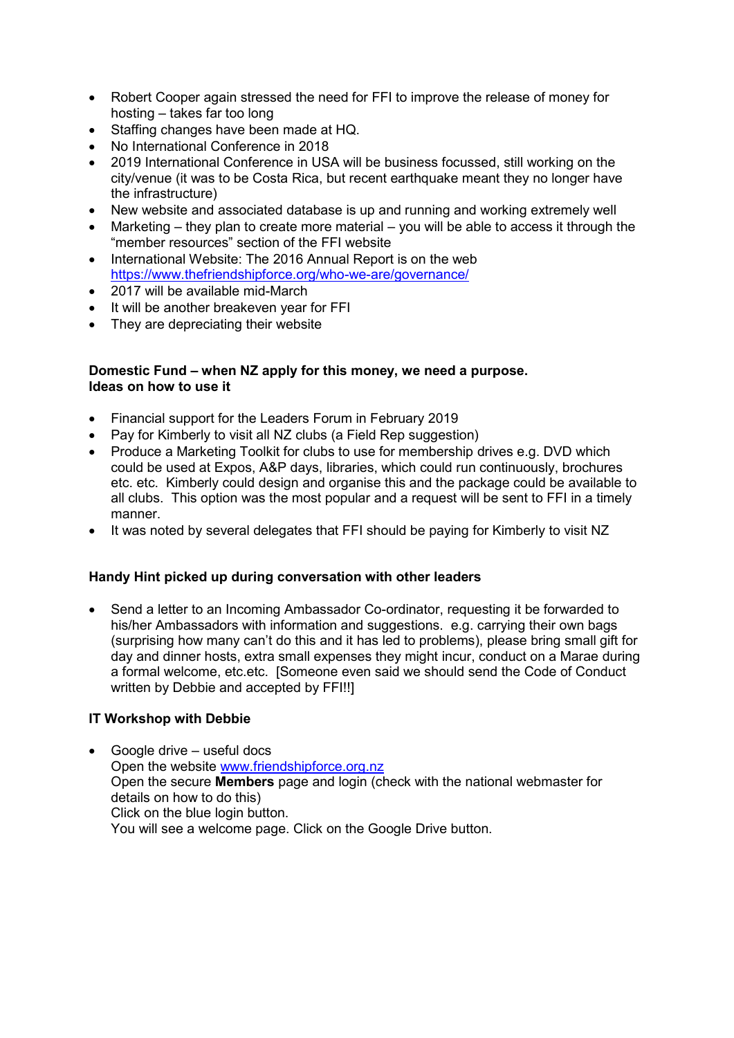- Robert Cooper again stressed the need for FFI to improve the release of money for hosting – takes far too long
- Staffing changes have been made at HQ.
- No International Conference in 2018
- 2019 International Conference in USA will be business focussed, still working on the city/venue (it was to be Costa Rica, but recent earthquake meant they no longer have the infrastructure)
- New website and associated database is up and running and working extremely well
- Marketing – they plan to create more material – you will be able to access it through the "member resources" section of the FFI website
- International Website: The 2016 Annual Report is on the web [https://www.thefriendshipforce.org/who-we-are/governance/](https://www.thefriendshipforce.org/who-we-are/governance/)
- 2017 will be available mid-March
- It will be another breakeven year for FFI
- They are depreciating their website

**Domestic Fund – when NZ apply for this money, we need a purpose.**
**Ideas on how to use it**

- Financial support for the Leaders Forum in February 2019
- Pay for Kimberly to visit all NZ clubs (a Field Rep suggestion)
- Produce a Marketing Toolkit for clubs to use for membership drives e.g. DVD which could be used at Expos, A&P days, libraries, which could run continuously, brochures etc. etc. Kimberly could design and organise this and the package could be available to all clubs. This option was the most popular and a request will be sent to FFI in a timely manner.
- It was noted by several delegates that FFI should be paying for Kimberly to visit NZ

**Handy Hint picked up during conversation with other leaders**

- Send a letter to an Incoming Ambassador Co-ordinator, requesting it be forwarded to his/her Ambassadors with information and suggestions. e.g. carrying their own bags (surprising how many can't do this and it has led to problems), please bring small gift for day and dinner hosts, extra small expenses they might incur, conduct on a Marae during a formal welcome, etc.etc. [Someone even said we should send the Code of Conduct written by Debbie and accepted by FFI!!]

**IT Workshop with Debbie**

- Google drive – useful docs
  Open the website [www.friendshipforce.org.nz](www.friendshipforce.org.nz)
  Open the secure **Members** page and login (check with the national webmaster for details on how to do this)
  Click on the blue login button.
  You will see a welcome page. Click on the Google Drive button.